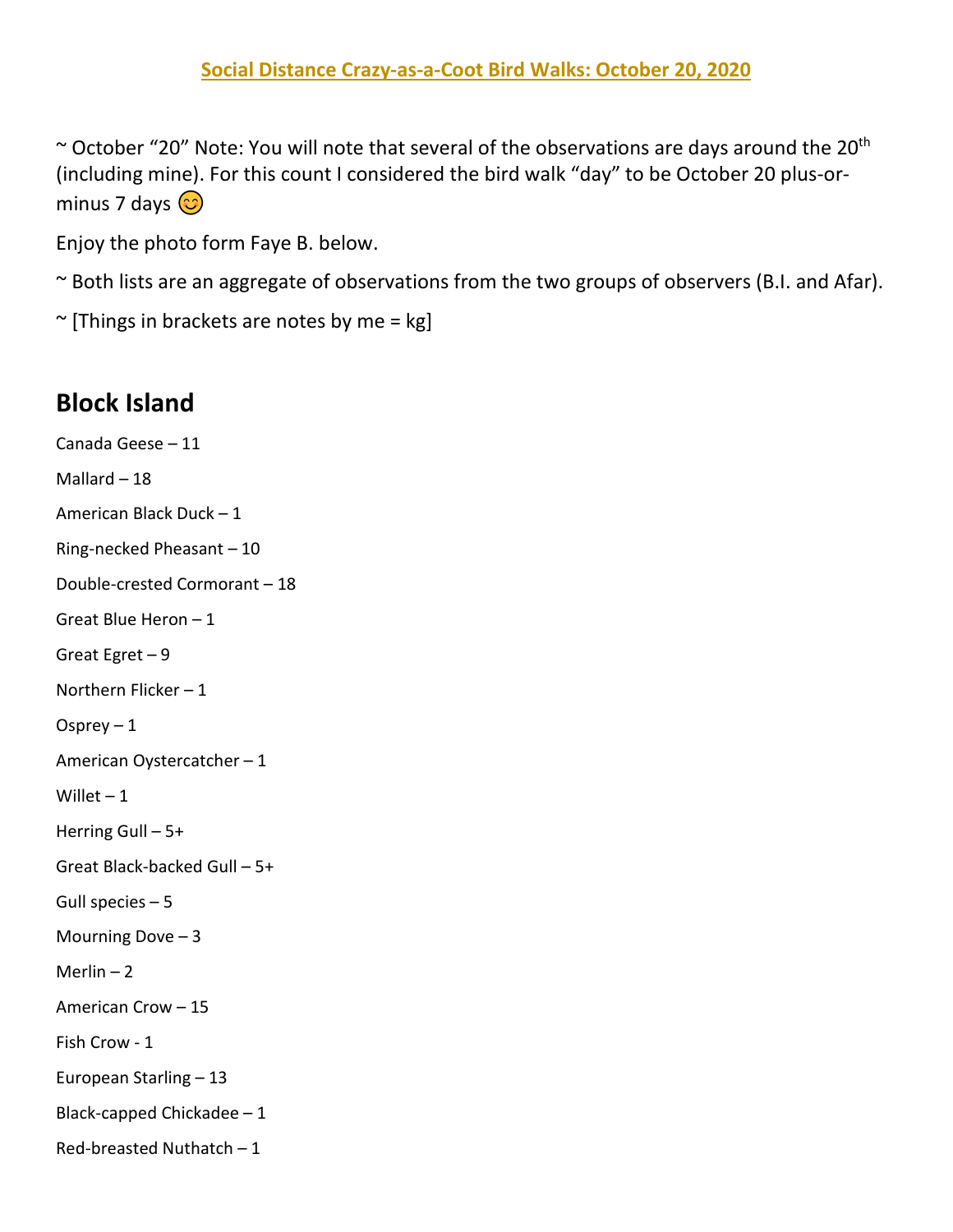**Social Distance Crazy-as-a-Coot Bird Walks: October 20, 2020**

~ October "20" Note: You will note that several of the observations are days around the 20th (including mine). For this count I considered the bird walk "day" to be October 20 plus-or-minus 7 days 😊

Enjoy the photo form Faye B. below.

~ Both lists are an aggregate of observations from the two groups of observers (B.I. and Afar).

~ [Things in brackets are notes by me = kg]

## Block Island

Canada Geese – 11

Mallard – 18

American Black Duck – 1

Ring-necked Pheasant – 10

Double-crested Cormorant – 18

Great Blue Heron – 1

Great Egret – 9

Northern Flicker – 1

Osprey – 1

American Oystercatcher – 1

Willet – 1

Herring Gull – 5+

Great Black-backed Gull – 5+

Gull species – 5

Mourning Dove – 3

Merlin – 2

American Crow – 15

Fish Crow - 1

European Starling – 13

Black-capped Chickadee – 1

Red-breasted Nuthatch – 1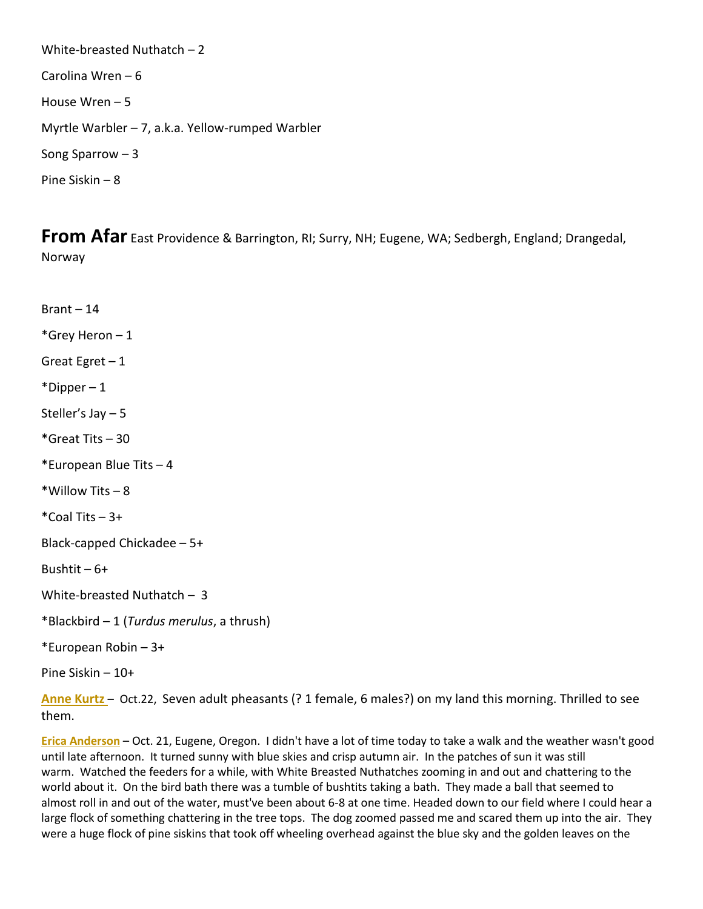White-breasted Nuthatch – 2

Carolina Wren – 6

House Wren – 5

Myrtle Warbler – 7, a.k.a. Yellow-rumped Warbler

Song Sparrow – 3

Pine Siskin – 8

## **From Afar** East Providence & Barrington, RI; Surry, NH; Eugene, WA; Sedbergh, England; Drangedal, Norway

Brant – 14

*Grey Heron – 1

Great Egret – 1

*Dipper – 1

Steller's Jay – 5

*Great Tits – 30

*European Blue Tits – 4

*Willow Tits – 8

*Coal Tits – 3+

Black-capped Chickadee – 5+

Bushtit – 6+

White-breasted Nuthatch – 3

*Blackbird – 1 (*Turdus merulus*, a thrush)

*European Robin – 3+

Pine Siskin – 10+

**Anne Kurtz** – Oct.22, Seven adult pheasants (? 1 female, 6 males?) on my land this morning. Thrilled to see them.

**Erica Anderson** – Oct. 21, Eugene, Oregon. I didn't have a lot of time today to take a walk and the weather wasn't good until late afternoon. It turned sunny with blue skies and crisp autumn air. In the patches of sun it was still warm. Watched the feeders for a while, with White Breasted Nuthatches zooming in and out and chattering to the world about it. On the bird bath there was a tumble of bushtits taking a bath. They made a ball that seemed to almost roll in and out of the water, must've been about 6-8 at one time. Headed down to our field where I could hear a large flock of something chattering in the tree tops. The dog zoomed passed me and scared them up into the air. They were a huge flock of pine siskins that took off wheeling overhead against the blue sky and the golden leaves on the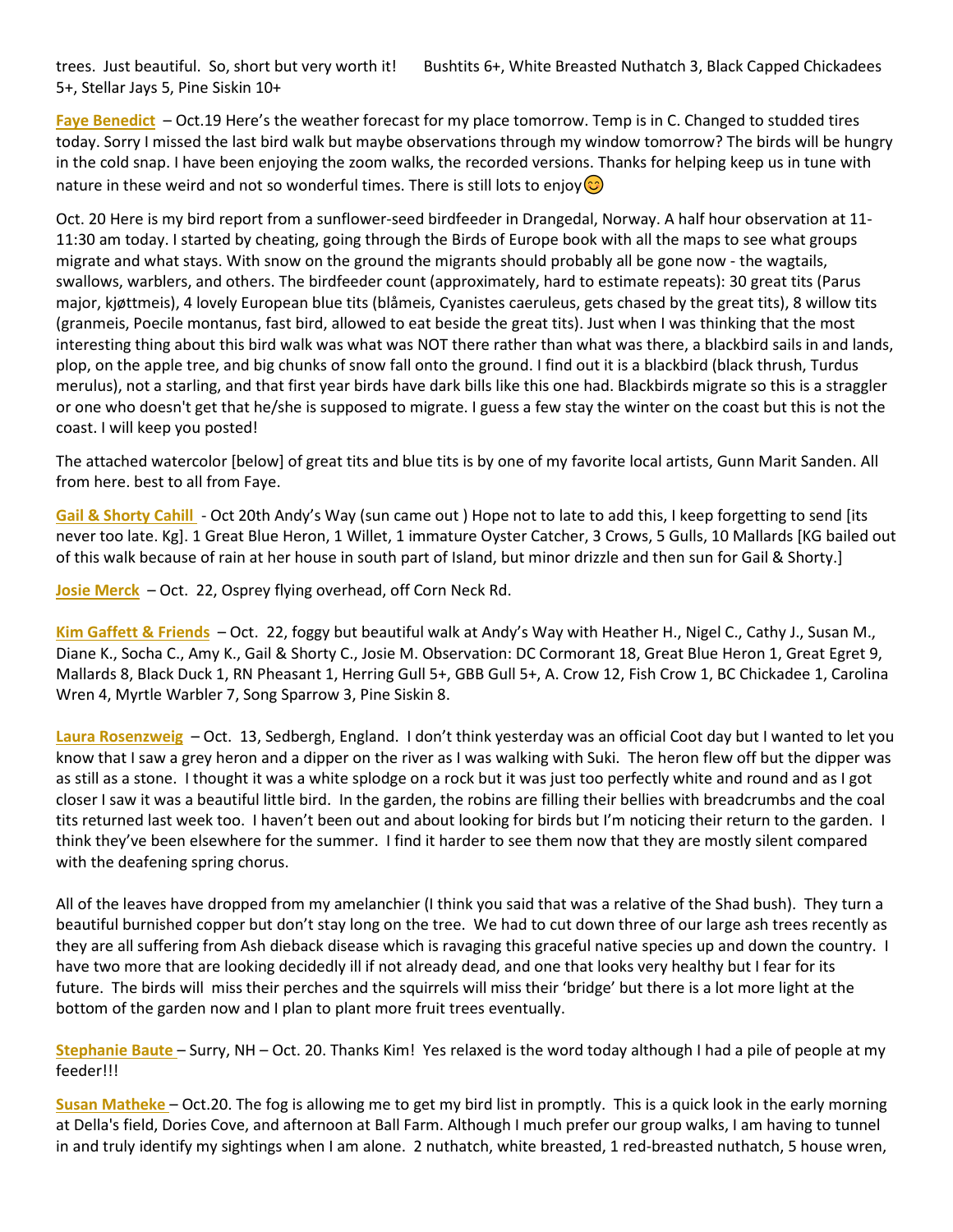trees. Just beautiful. So, short but very worth it! Bushtits 6+, White Breasted Nuthatch 3, Black Capped Chickadees 5+, Stellar Jays 5, Pine Siskin 10+

**Faye Benedict** – Oct.19 Here's the weather forecast for my place tomorrow. Temp is in C. Changed to studded tires today. Sorry I missed the last bird walk but maybe observations through my window tomorrow? The birds will be hungry in the cold snap. I have been enjoying the zoom walks, the recorded versions. Thanks for helping keep us in tune with nature in these weird and not so wonderful times. There is still lots to enjoy😊

Oct. 20 Here is my bird report from a sunflower-seed birdfeeder in Drangedal, Norway. A half hour observation at 11-11:30 am today. I started by cheating, going through the Birds of Europe book with all the maps to see what groups migrate and what stays. With snow on the ground the migrants should probably all be gone now - the wagtails, swallows, warblers, and others. The birdfeeder count (approximately, hard to estimate repeats): 30 great tits (Parus major, kjøttmeis), 4 lovely European blue tits (blåmeis, Cyanistes caeruleus, gets chased by the great tits), 8 willow tits (granmeis, Poecile montanus, fast bird, allowed to eat beside the great tits). Just when I was thinking that the most interesting thing about this bird walk was what was NOT there rather than what was there, a blackbird sails in and lands, plop, on the apple tree, and big chunks of snow fall onto the ground. I find out it is a blackbird (black thrush, Turdus merulus), not a starling, and that first year birds have dark bills like this one had. Blackbirds migrate so this is a straggler or one who doesn't get that he/she is supposed to migrate. I guess a few stay the winter on the coast but this is not the coast. I will keep you posted!

The attached watercolor [below] of great tits and blue tits is by one of my favorite local artists, Gunn Marit Sanden. All from here. best to all from Faye.

**Gail & Shorty Cahill** - Oct 20th Andy's Way (sun came out ) Hope not to late to add this, I keep forgetting to send [its never too late. Kg]. 1 Great Blue Heron, 1 Willet, 1 immature Oyster Catcher, 3 Crows, 5 Gulls, 10 Mallards [KG bailed out of this walk because of rain at her house in south part of Island, but minor drizzle and then sun for Gail & Shorty.]

**Josie Merck** – Oct. 22, Osprey flying overhead, off Corn Neck Rd.

**Kim Gaffett & Friends** – Oct. 22, foggy but beautiful walk at Andy's Way with Heather H., Nigel C., Cathy J., Susan M., Diane K., Socha C., Amy K., Gail & Shorty C., Josie M. Observation: DC Cormorant 18, Great Blue Heron 1, Great Egret 9, Mallards 8, Black Duck 1, RN Pheasant 1, Herring Gull 5+, GBB Gull 5+, A. Crow 12, Fish Crow 1, BC Chickadee 1, Carolina Wren 4, Myrtle Warbler 7, Song Sparrow 3, Pine Siskin 8.

**Laura Rosenzweig** – Oct. 13, Sedbergh, England. I don't think yesterday was an official Coot day but I wanted to let you know that I saw a grey heron and a dipper on the river as I was walking with Suki. The heron flew off but the dipper was as still as a stone. I thought it was a white splodge on a rock but it was just too perfectly white and round and as I got closer I saw it was a beautiful little bird. In the garden, the robins are filling their bellies with breadcrumbs and the coal tits returned last week too. I haven't been out and about looking for birds but I'm noticing their return to the garden. I think they've been elsewhere for the summer. I find it harder to see them now that they are mostly silent compared with the deafening spring chorus.

All of the leaves have dropped from my amelanchier (I think you said that was a relative of the Shad bush). They turn a beautiful burnished copper but don't stay long on the tree. We had to cut down three of our large ash trees recently as they are all suffering from Ash dieback disease which is ravaging this graceful native species up and down the country. I have two more that are looking decidedly ill if not already dead, and one that looks very healthy but I fear for its future. The birds will miss their perches and the squirrels will miss their 'bridge' but there is a lot more light at the bottom of the garden now and I plan to plant more fruit trees eventually.

**Stephanie Baute** – Surry, NH – Oct. 20. Thanks Kim! Yes relaxed is the word today although I had a pile of people at my feeder!!!

**Susan Matheke** – Oct.20. The fog is allowing me to get my bird list in promptly. This is a quick look in the early morning at Della's field, Dories Cove, and afternoon at Ball Farm. Although I much prefer our group walks, I am having to tunnel in and truly identify my sightings when I am alone. 2 nuthatch, white breasted, 1 red-breasted nuthatch, 5 house wren,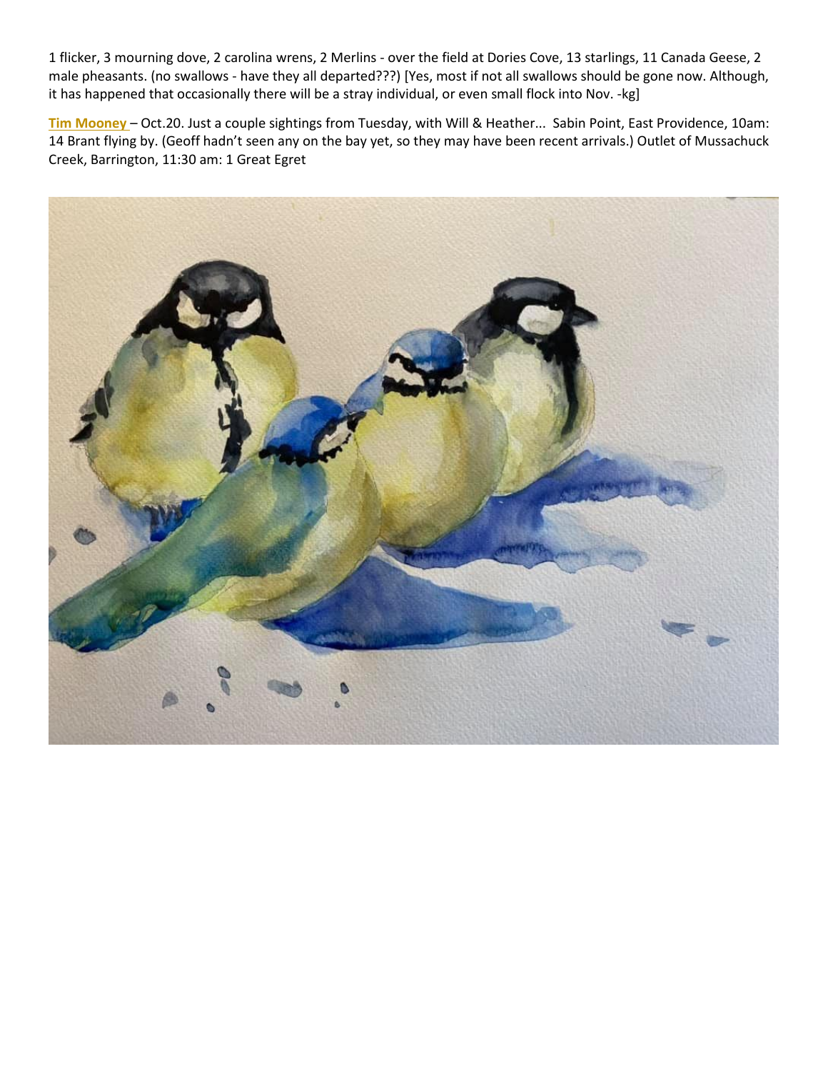1 flicker, 3 mourning dove, 2 carolina wrens, 2 Merlins - over the field at Dories Cove, 13 starlings, 11 Canada Geese, 2 male pheasants. (no swallows - have they all departed???) [Yes, most if not all swallows should be gone now. Although, it has happened that occasionally there will be a stray individual, or even small flock into Nov. -kg]

**Tim Mooney** – Oct.20. Just a couple sightings from Tuesday, with Will & Heather... Sabin Point, East Providence, 10am: 14 Brant flying by. (Geoff hadn't seen any on the bay yet, so they may have been recent arrivals.) Outlet of Mussachuck Creek, Barrington, 11:30 am: 1 Great Egret